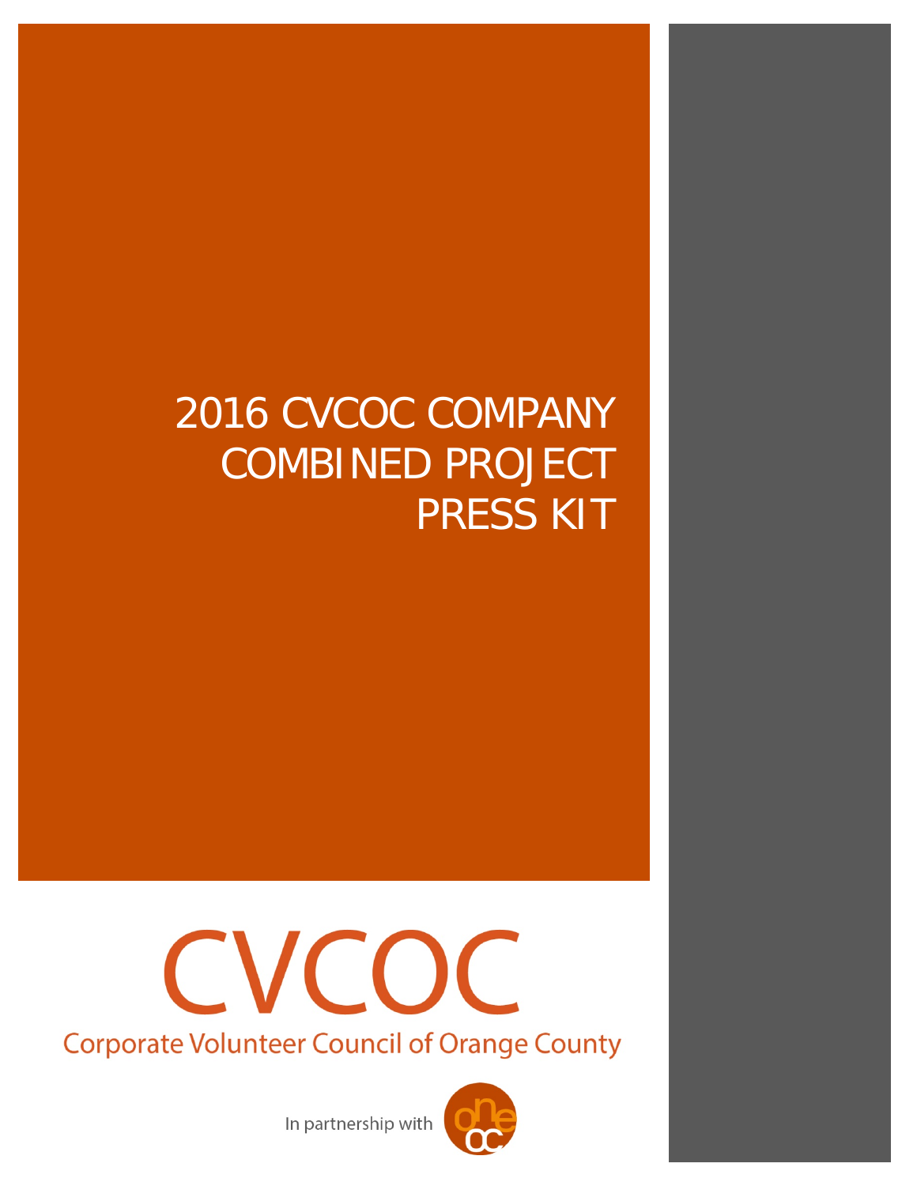# 2016 CVCOC COMPANY COMBINED PROJECT PRESS KIT

CVCOC

Corporate Volunteer Council of Orange County

In partnership with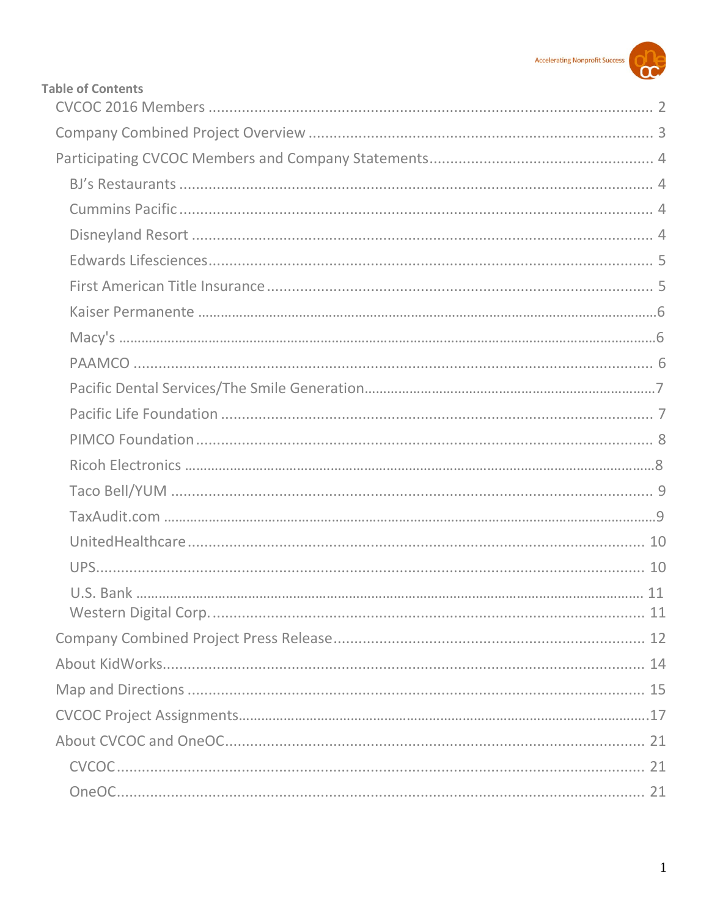**Table of Contents**

- CVCOC 2016 Members ..... 2
- Company Combined Project Overview ..... 3
- Participating CVCOC Members and Company Statements ..... 4
  - BJ's Restaurants ..... 4
  - Cummins Pacific ..... 4
  - Disneyland Resort ..... 4
  - Edwards Lifesciences ..... 5
  - First American Title Insurance ..... 5
  - Kaiser Permanente ..... 6
  - Macy's ..... 6
  - PAAMCO ..... 6
  - Pacific Dental Services/The Smile Generation ..... 7
  - Pacific Life Foundation ..... 7
  - PIMCO Foundation ..... 8
  - Ricoh Electronics ..... 8
  - Taco Bell/YUM ..... 9
  - TaxAudit.com ..... 9
  - UnitedHealthcare ..... 10
  - UPS ..... 10
  - U.S. Bank ..... 11
  - Western Digital Corp. ..... 11
- Company Combined Project Press Release ..... 12
- About KidWorks ..... 14
- Map and Directions ..... 15
- CVCOC Project Assignments ..... 17
- About CVCOC and OneOC ..... 21
  - CVCOC ..... 21
  - OneOC ..... 21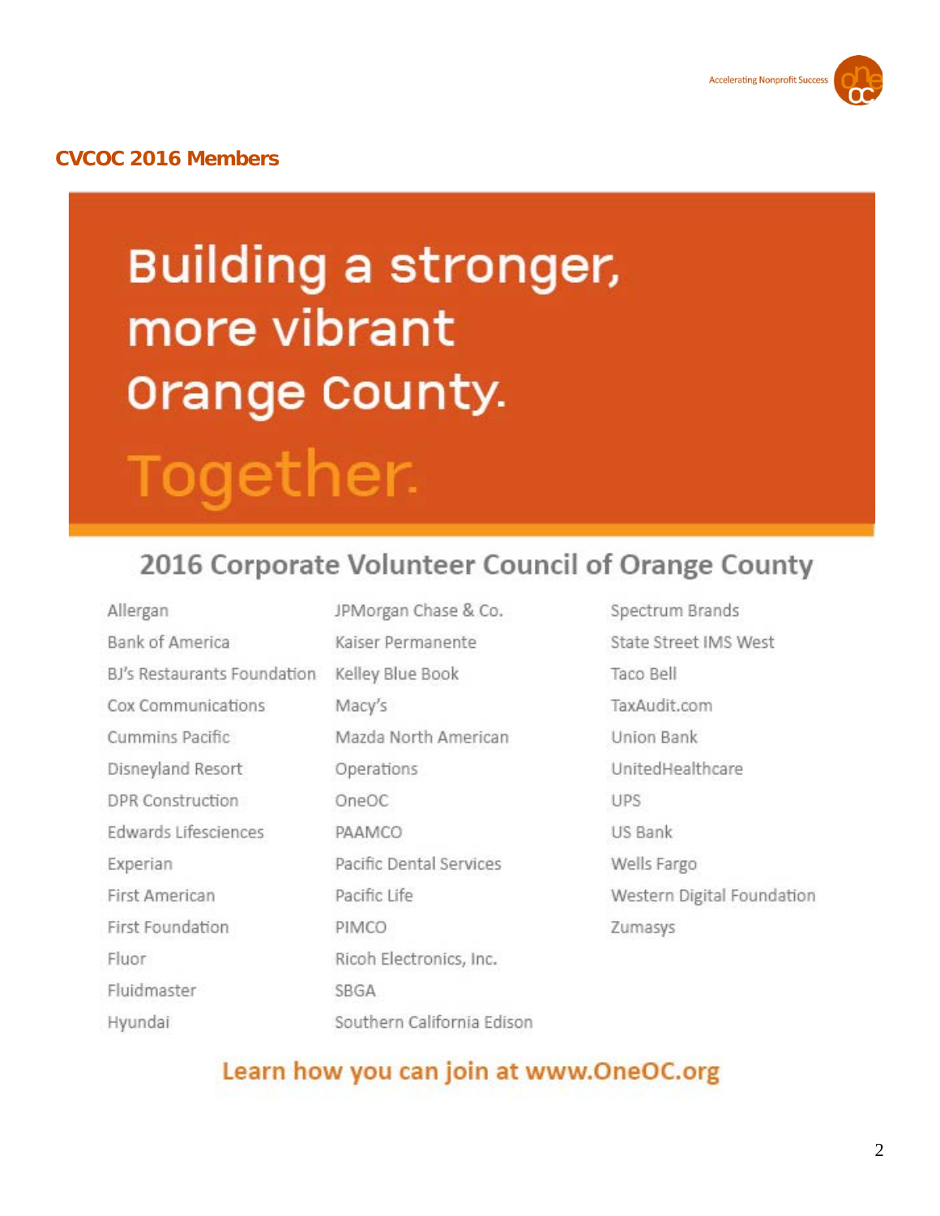## CVCOC 2016 Members

# Building a stronger, more vibrant Orange County. Together.

## 2016 Corporate Volunteer Council of Orange County

- Allergan
- Bank of America
- BJ's Restaurants Foundation
- Cox Communications
- Cummins Pacific
- Disneyland Resort
- DPR Construction
- Edwards Lifesciences
- Experian
- First American
- First Foundation
- Fluor
- Fluidmaster
- Hyundai
- JPMorgan Chase & Co.
- Kaiser Permanente
- Kelley Blue Book
- Macy's
- Mazda North American Operations
- OneOC
- PAAMCO
- Pacific Dental Services
- Pacific Life
- PIMCO
- Ricoh Electronics, Inc.
- SBGA
- Southern California Edison
- Spectrum Brands
- State Street IMS West
- Taco Bell
- TaxAudit.com
- Union Bank
- UnitedHealthcare
- UPS
- US Bank
- Wells Fargo
- Western Digital Foundation
- Zumasys

**Learn how you can join at www.OneOC.org**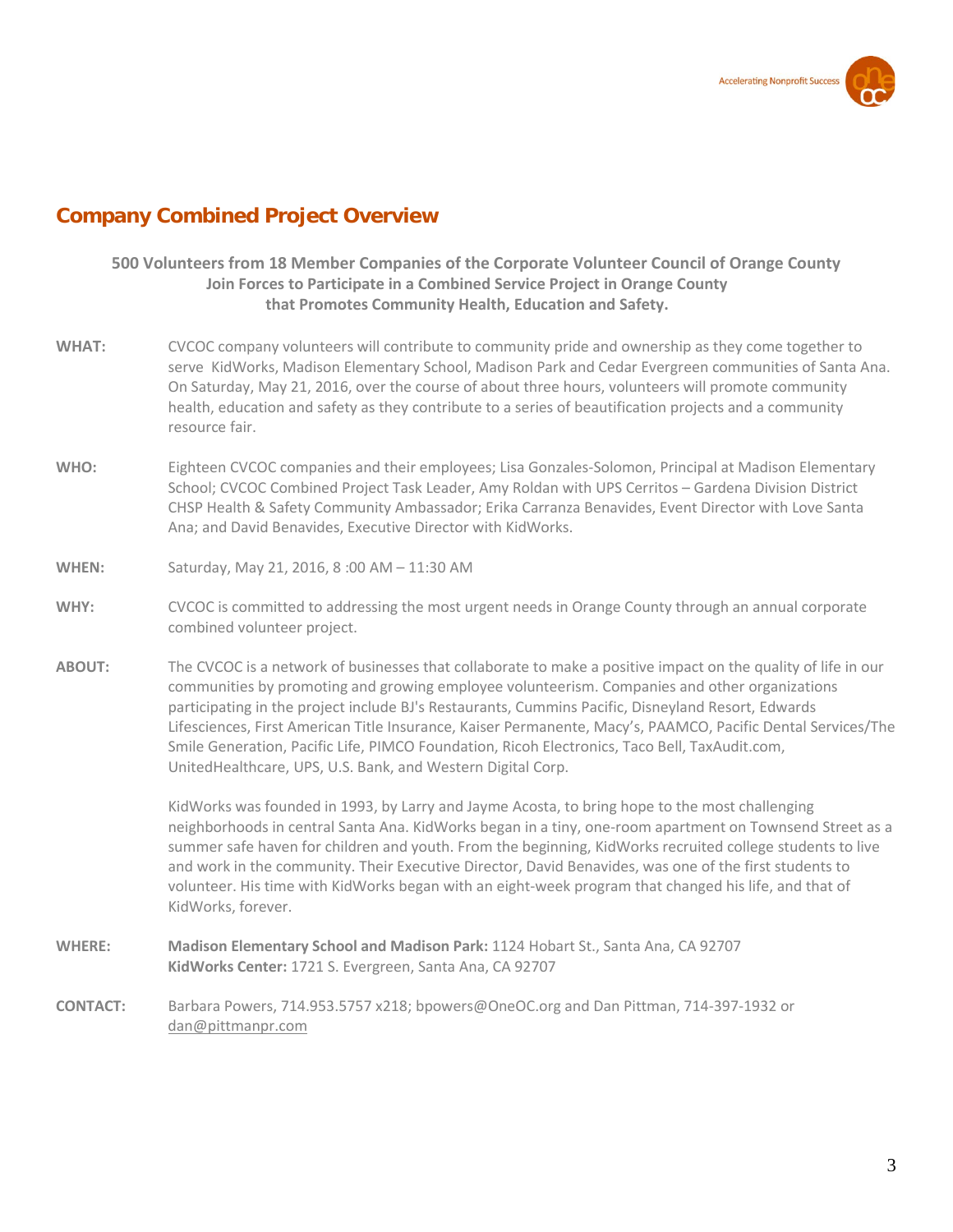## Company Combined Project Overview

**500 Volunteers from 18 Member Companies of the Corporate Volunteer Council of Orange County Join Forces to Participate in a Combined Service Project in Orange County that Promotes Community Health, Education and Safety.**

**WHAT:** CVCOC company volunteers will contribute to community pride and ownership as they come together to serve KidWorks, Madison Elementary School, Madison Park and Cedar Evergreen communities of Santa Ana. On Saturday, May 21, 2016, over the course of about three hours, volunteers will promote community health, education and safety as they contribute to a series of beautification projects and a community resource fair.

**WHO:** Eighteen CVCOC companies and their employees; Lisa Gonzales-Solomon, Principal at Madison Elementary School; CVCOC Combined Project Task Leader, Amy Roldan with UPS Cerritos – Gardena Division District CHSP Health & Safety Community Ambassador; Erika Carranza Benavides, Event Director with Love Santa Ana; and David Benavides, Executive Director with KidWorks.

**WHEN:** Saturday, May 21, 2016, 8 :00 AM – 11:30 AM

**WHY:** CVCOC is committed to addressing the most urgent needs in Orange County through an annual corporate combined volunteer project.

**ABOUT:** The CVCOC is a network of businesses that collaborate to make a positive impact on the quality of life in our communities by promoting and growing employee volunteerism. Companies and other organizations participating in the project include BJ's Restaurants, Cummins Pacific, Disneyland Resort, Edwards Lifesciences, First American Title Insurance, Kaiser Permanente, Macy's, PAAMCO, Pacific Dental Services/The Smile Generation, Pacific Life, PIMCO Foundation, Ricoh Electronics, Taco Bell, TaxAudit.com, UnitedHealthcare, UPS, U.S. Bank, and Western Digital Corp.

KidWorks was founded in 1993, by Larry and Jayme Acosta, to bring hope to the most challenging neighborhoods in central Santa Ana. KidWorks began in a tiny, one-room apartment on Townsend Street as a summer safe haven for children and youth. From the beginning, KidWorks recruited college students to live and work in the community. Their Executive Director, David Benavides, was one of the first students to volunteer. His time with KidWorks began with an eight-week program that changed his life, and that of KidWorks, forever.

**WHERE:** **Madison Elementary School and Madison Park:** 1124 Hobart St., Santa Ana, CA 92707
**KidWorks Center:** 1721 S. Evergreen, Santa Ana, CA 92707

**CONTACT:** Barbara Powers, 714.953.5757 x218; bpowers@OneOC.org and Dan Pittman, 714-397-1932 or dan@pittmanpr.com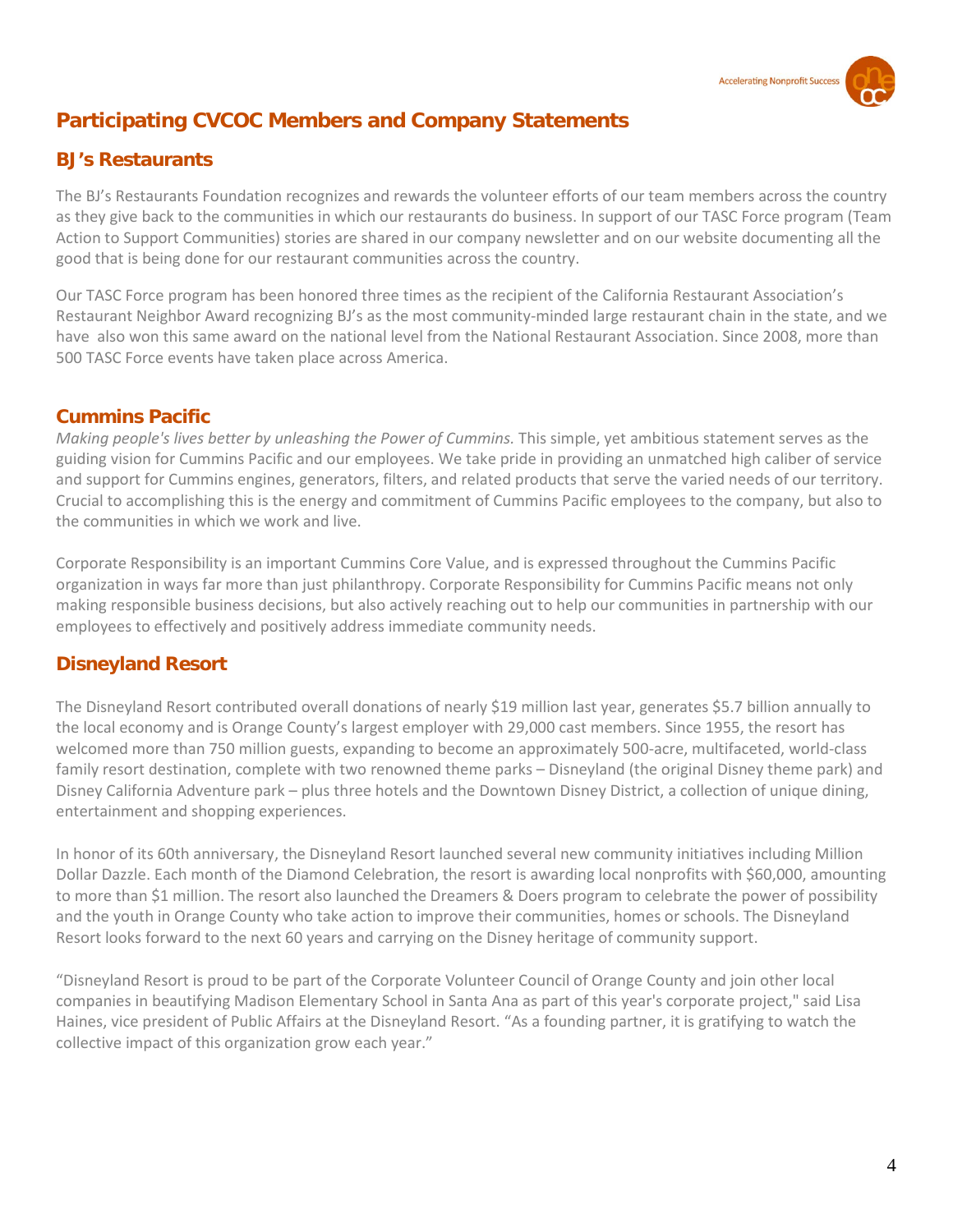## Participating CVCOC Members and Company Statements

### BJ's Restaurants

The BJ's Restaurants Foundation recognizes and rewards the volunteer efforts of our team members across the country as they give back to the communities in which our restaurants do business. In support of our TASC Force program (Team Action to Support Communities) stories are shared in our company newsletter and on our website documenting all the good that is being done for our restaurant communities across the country.

Our TASC Force program has been honored three times as the recipient of the California Restaurant Association's Restaurant Neighbor Award recognizing BJ's as the most community-minded large restaurant chain in the state, and we have also won this same award on the national level from the National Restaurant Association. Since 2008, more than 500 TASC Force events have taken place across America.

### Cummins Pacific

*Making people's lives better by unleashing the Power of Cummins.* This simple, yet ambitious statement serves as the guiding vision for Cummins Pacific and our employees. We take pride in providing an unmatched high caliber of service and support for Cummins engines, generators, filters, and related products that serve the varied needs of our territory. Crucial to accomplishing this is the energy and commitment of Cummins Pacific employees to the company, but also to the communities in which we work and live.

Corporate Responsibility is an important Cummins Core Value, and is expressed throughout the Cummins Pacific organization in ways far more than just philanthropy. Corporate Responsibility for Cummins Pacific means not only making responsible business decisions, but also actively reaching out to help our communities in partnership with our employees to effectively and positively address immediate community needs.

### Disneyland Resort

The Disneyland Resort contributed overall donations of nearly $19 million last year, generates $5.7 billion annually to the local economy and is Orange County's largest employer with 29,000 cast members. Since 1955, the resort has welcomed more than 750 million guests, expanding to become an approximately 500-acre, multifaceted, world-class family resort destination, complete with two renowned theme parks – Disneyland (the original Disney theme park) and Disney California Adventure park – plus three hotels and the Downtown Disney District, a collection of unique dining, entertainment and shopping experiences.

In honor of its 60th anniversary, the Disneyland Resort launched several new community initiatives including Million Dollar Dazzle. Each month of the Diamond Celebration, the resort is awarding local nonprofits with $60,000, amounting to more than $1 million. The resort also launched the Dreamers & Doers program to celebrate the power of possibility and the youth in Orange County who take action to improve their communities, homes or schools. The Disneyland Resort looks forward to the next 60 years and carrying on the Disney heritage of community support.

"Disneyland Resort is proud to be part of the Corporate Volunteer Council of Orange County and join other local companies in beautifying Madison Elementary School in Santa Ana as part of this year's corporate project," said Lisa Haines, vice president of Public Affairs at the Disneyland Resort. "As a founding partner, it is gratifying to watch the collective impact of this organization grow each year."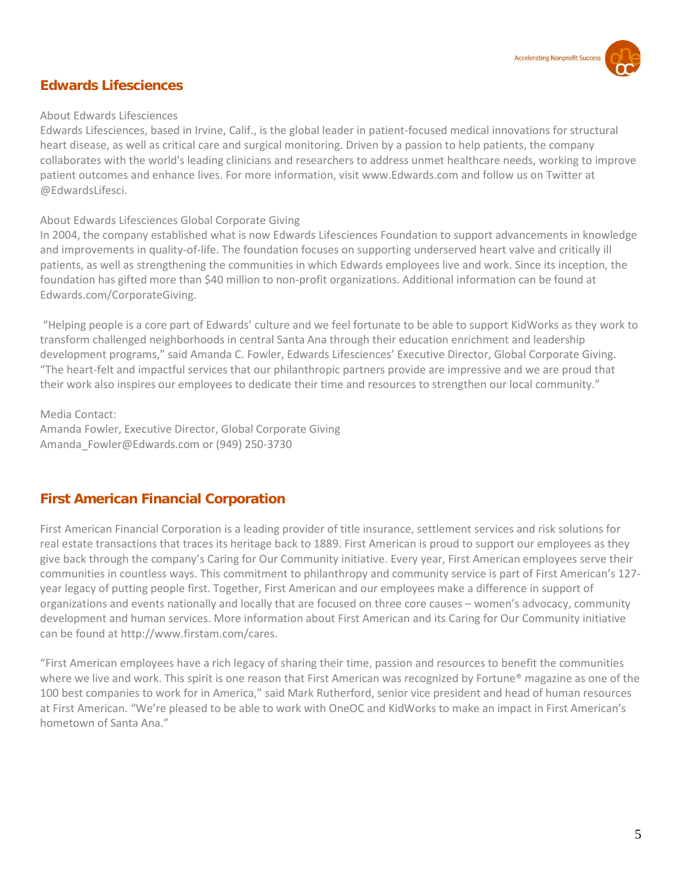## Edwards Lifesciences

About Edwards Lifesciences
Edwards Lifesciences, based in Irvine, Calif., is the global leader in patient-focused medical innovations for structural heart disease, as well as critical care and surgical monitoring. Driven by a passion to help patients, the company collaborates with the world's leading clinicians and researchers to address unmet healthcare needs, working to improve patient outcomes and enhance lives. For more information, visit www.Edwards.com and follow us on Twitter at @EdwardsLifesci.

About Edwards Lifesciences Global Corporate Giving
In 2004, the company established what is now Edwards Lifesciences Foundation to support advancements in knowledge and improvements in quality-of-life. The foundation focuses on supporting underserved heart valve and critically ill patients, as well as strengthening the communities in which Edwards employees live and work. Since its inception, the foundation has gifted more than $40 million to non-profit organizations. Additional information can be found at Edwards.com/CorporateGiving.

"Helping people is a core part of Edwards' culture and we feel fortunate to be able to support KidWorks as they work to transform challenged neighborhoods in central Santa Ana through their education enrichment and leadership development programs," said Amanda C. Fowler, Edwards Lifesciences' Executive Director, Global Corporate Giving. "The heart-felt and impactful services that our philanthropic partners provide are impressive and we are proud that their work also inspires our employees to dedicate their time and resources to strengthen our local community."

Media Contact:
Amanda Fowler, Executive Director, Global Corporate Giving
Amanda_Fowler@Edwards.com or (949) 250-3730

## First American Financial Corporation

First American Financial Corporation is a leading provider of title insurance, settlement services and risk solutions for real estate transactions that traces its heritage back to 1889. First American is proud to support our employees as they give back through the company's Caring for Our Community initiative. Every year, First American employees serve their communities in countless ways. This commitment to philanthropy and community service is part of First American's 127-year legacy of putting people first. Together, First American and our employees make a difference in support of organizations and events nationally and locally that are focused on three core causes – women's advocacy, community development and human services. More information about First American and its Caring for Our Community initiative can be found at http://www.firstam.com/cares.

"First American employees have a rich legacy of sharing their time, passion and resources to benefit the communities where we live and work. This spirit is one reason that First American was recognized by Fortune® magazine as one of the 100 best companies to work for in America," said Mark Rutherford, senior vice president and head of human resources at First American. "We're pleased to be able to work with OneOC and KidWorks to make an impact in First American's hometown of Santa Ana."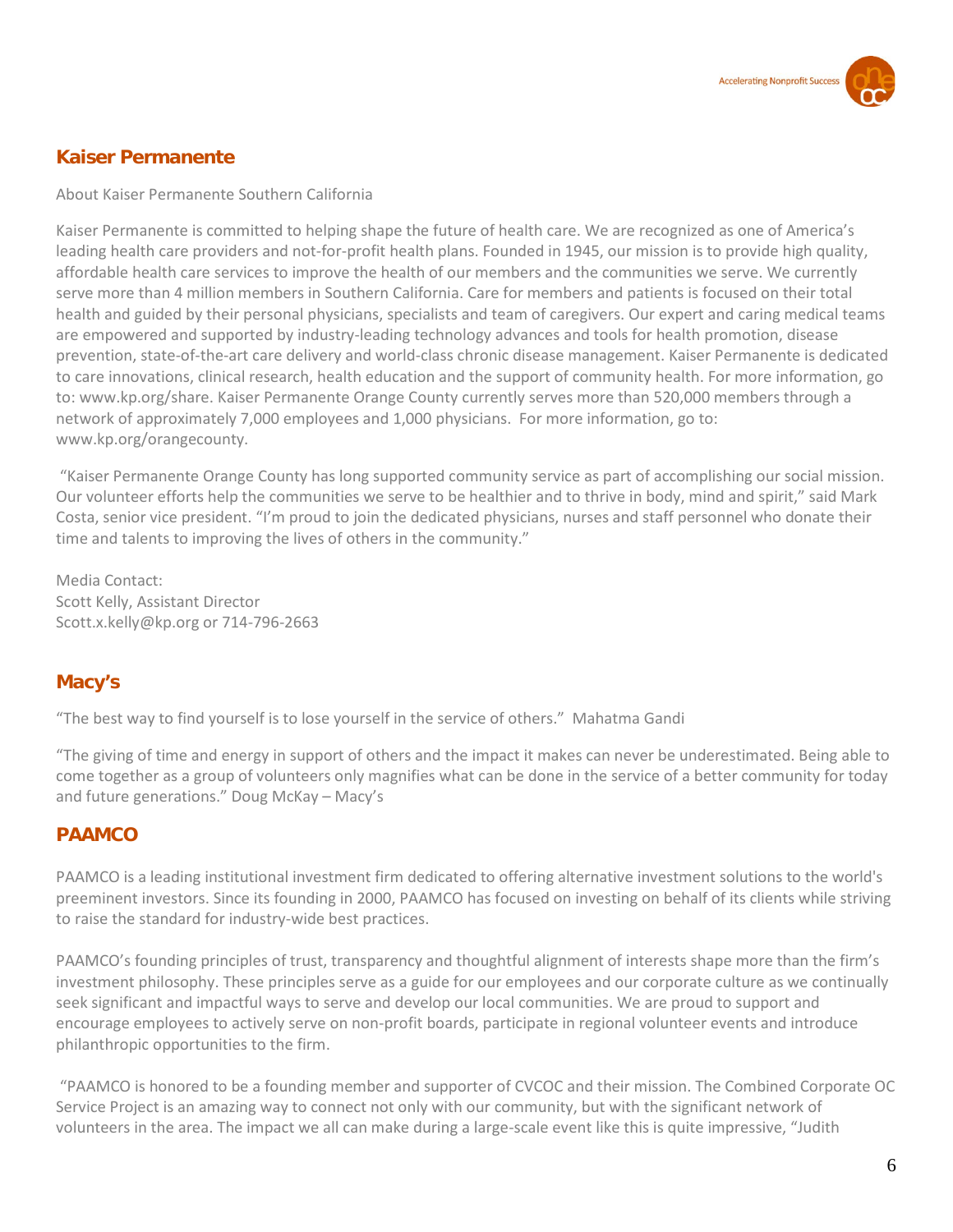## Kaiser Permanente

About Kaiser Permanente Southern California

Kaiser Permanente is committed to helping shape the future of health care. We are recognized as one of America's leading health care providers and not-for-profit health plans. Founded in 1945, our mission is to provide high quality, affordable health care services to improve the health of our members and the communities we serve. We currently serve more than 4 million members in Southern California. Care for members and patients is focused on their total health and guided by their personal physicians, specialists and team of caregivers. Our expert and caring medical teams are empowered and supported by industry-leading technology advances and tools for health promotion, disease prevention, state-of-the-art care delivery and world-class chronic disease management. Kaiser Permanente is dedicated to care innovations, clinical research, health education and the support of community health. For more information, go to: www.kp.org/share. Kaiser Permanente Orange County currently serves more than 520,000 members through a network of approximately 7,000 employees and 1,000 physicians. For more information, go to: www.kp.org/orangecounty.

"Kaiser Permanente Orange County has long supported community service as part of accomplishing our social mission. Our volunteer efforts help the communities we serve to be healthier and to thrive in body, mind and spirit," said Mark Costa, senior vice president. "I'm proud to join the dedicated physicians, nurses and staff personnel who donate their time and talents to improving the lives of others in the community."

Media Contact:
Scott Kelly, Assistant Director
Scott.x.kelly@kp.org or 714-796-2663

## Macy's

"The best way to find yourself is to lose yourself in the service of others." Mahatma Gandi

"The giving of time and energy in support of others and the impact it makes can never be underestimated. Being able to come together as a group of volunteers only magnifies what can be done in the service of a better community for today and future generations." Doug McKay – Macy's

## PAAMCO

PAAMCO is a leading institutional investment firm dedicated to offering alternative investment solutions to the world's preeminent investors. Since its founding in 2000, PAAMCO has focused on investing on behalf of its clients while striving to raise the standard for industry-wide best practices.

PAAMCO's founding principles of trust, transparency and thoughtful alignment of interests shape more than the firm's investment philosophy. These principles serve as a guide for our employees and our corporate culture as we continually seek significant and impactful ways to serve and develop our local communities. We are proud to support and encourage employees to actively serve on non-profit boards, participate in regional volunteer events and introduce philanthropic opportunities to the firm.

"PAAMCO is honored to be a founding member and supporter of CVCOC and their mission. The Combined Corporate OC Service Project is an amazing way to connect not only with our community, but with the significant network of volunteers in the area. The impact we all can make during a large-scale event like this is quite impressive, "Judith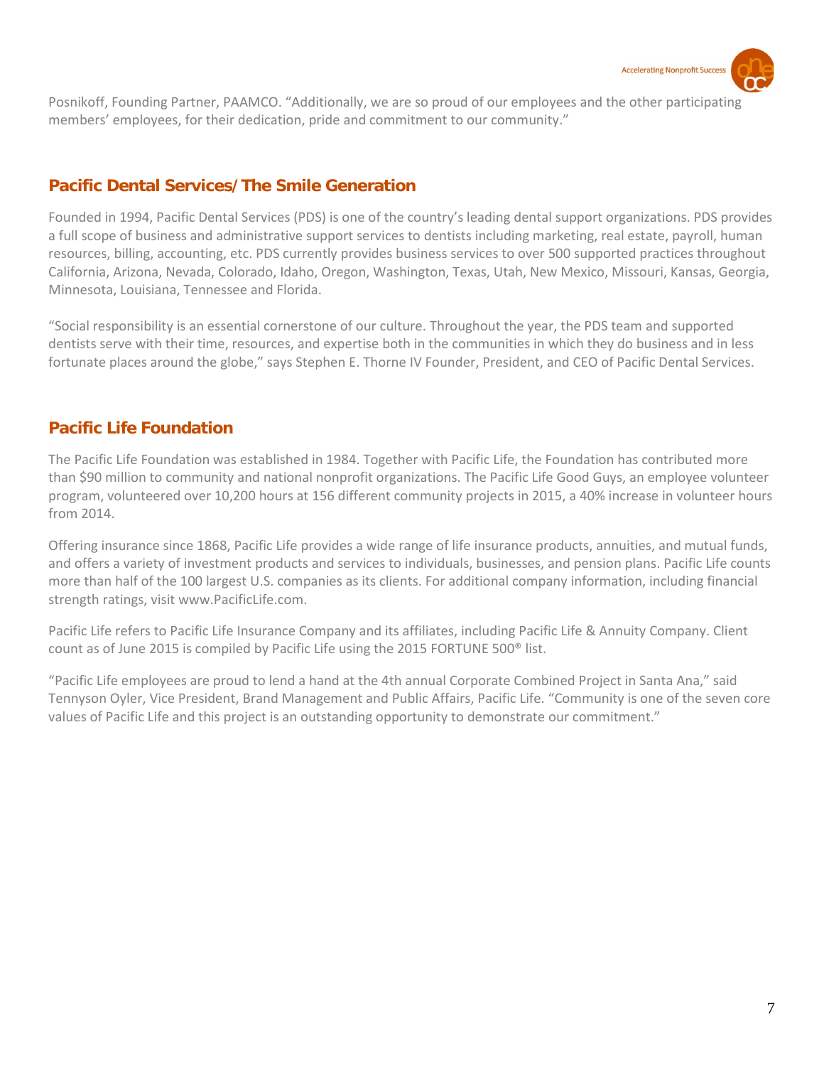Posnikoff, Founding Partner, PAAMCO. "Additionally, we are so proud of our employees and the other participating members' employees, for their dedication, pride and commitment to our community."

## Pacific Dental Services/The Smile Generation

Founded in 1994, Pacific Dental Services (PDS) is one of the country's leading dental support organizations. PDS provides a full scope of business and administrative support services to dentists including marketing, real estate, payroll, human resources, billing, accounting, etc. PDS currently provides business services to over 500 supported practices throughout California, Arizona, Nevada, Colorado, Idaho, Oregon, Washington, Texas, Utah, New Mexico, Missouri, Kansas, Georgia, Minnesota, Louisiana, Tennessee and Florida.

"Social responsibility is an essential cornerstone of our culture. Throughout the year, the PDS team and supported dentists serve with their time, resources, and expertise both in the communities in which they do business and in less fortunate places around the globe," says Stephen E. Thorne IV Founder, President, and CEO of Pacific Dental Services.

## Pacific Life Foundation

The Pacific Life Foundation was established in 1984. Together with Pacific Life, the Foundation has contributed more than $90 million to community and national nonprofit organizations. The Pacific Life Good Guys, an employee volunteer program, volunteered over 10,200 hours at 156 different community projects in 2015, a 40% increase in volunteer hours from 2014.

Offering insurance since 1868, Pacific Life provides a wide range of life insurance products, annuities, and mutual funds, and offers a variety of investment products and services to individuals, businesses, and pension plans. Pacific Life counts more than half of the 100 largest U.S. companies as its clients. For additional company information, including financial strength ratings, visit www.PacificLife.com.

Pacific Life refers to Pacific Life Insurance Company and its affiliates, including Pacific Life & Annuity Company. Client count as of June 2015 is compiled by Pacific Life using the 2015 FORTUNE 500® list.

"Pacific Life employees are proud to lend a hand at the 4th annual Corporate Combined Project in Santa Ana," said Tennyson Oyler, Vice President, Brand Management and Public Affairs, Pacific Life. "Community is one of the seven core values of Pacific Life and this project is an outstanding opportunity to demonstrate our commitment."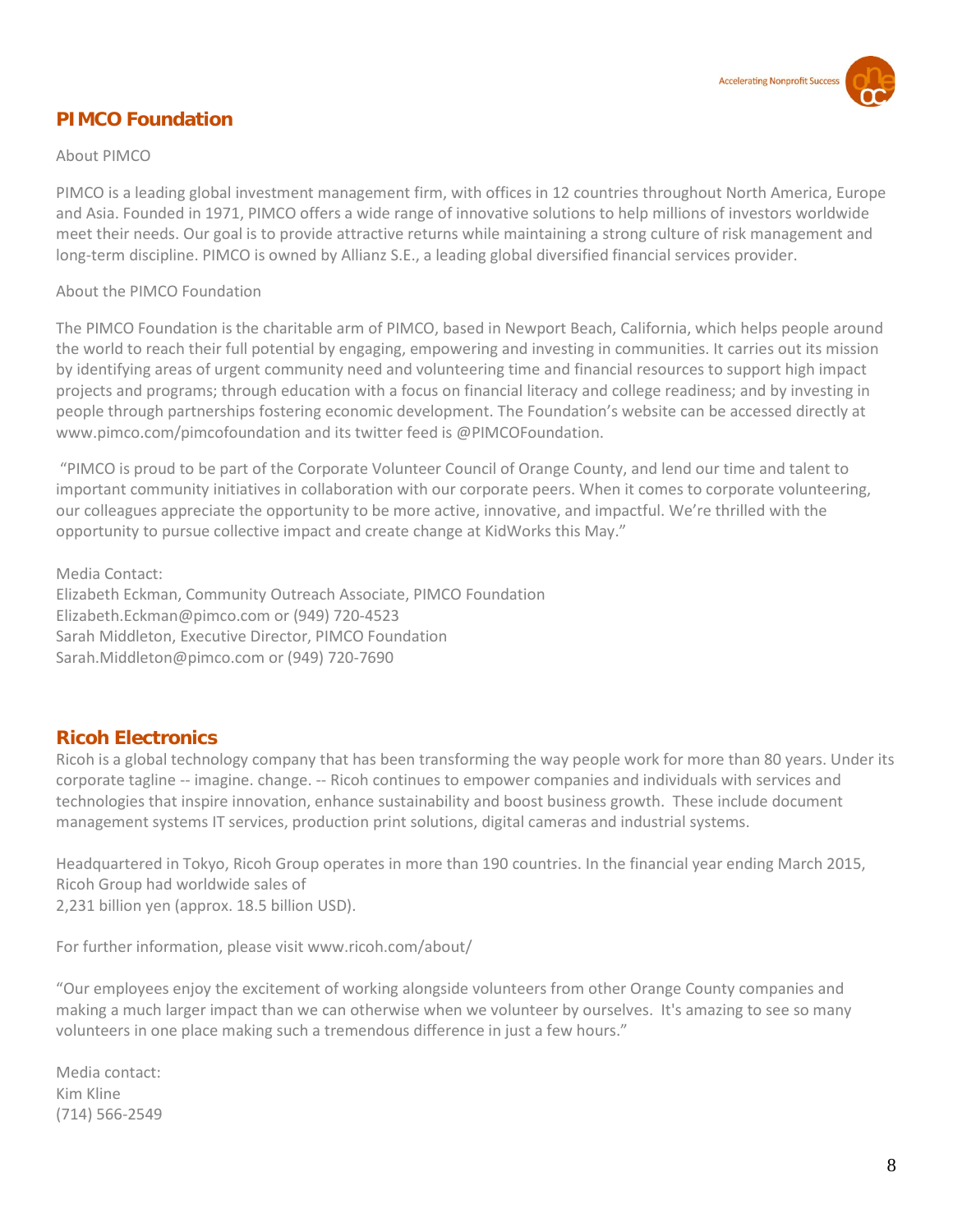## PIMCO Foundation

About PIMCO

PIMCO is a leading global investment management firm, with offices in 12 countries throughout North America, Europe and Asia. Founded in 1971, PIMCO offers a wide range of innovative solutions to help millions of investors worldwide meet their needs. Our goal is to provide attractive returns while maintaining a strong culture of risk management and long-term discipline. PIMCO is owned by Allianz S.E., a leading global diversified financial services provider.

About the PIMCO Foundation

The PIMCO Foundation is the charitable arm of PIMCO, based in Newport Beach, California, which helps people around the world to reach their full potential by engaging, empowering and investing in communities. It carries out its mission by identifying areas of urgent community need and volunteering time and financial resources to support high impact projects and programs; through education with a focus on financial literacy and college readiness; and by investing in people through partnerships fostering economic development. The Foundation's website can be accessed directly at www.pimco.com/pimcofoundation and its twitter feed is @PIMCOFoundation.

"PIMCO is proud to be part of the Corporate Volunteer Council of Orange County, and lend our time and talent to important community initiatives in collaboration with our corporate peers. When it comes to corporate volunteering, our colleagues appreciate the opportunity to be more active, innovative, and impactful. We're thrilled with the opportunity to pursue collective impact and create change at KidWorks this May."

Media Contact:
Elizabeth Eckman, Community Outreach Associate, PIMCO Foundation
Elizabeth.Eckman@pimco.com or (949) 720-4523
Sarah Middleton, Executive Director, PIMCO Foundation
Sarah.Middleton@pimco.com or (949) 720-7690

## Ricoh Electronics

Ricoh is a global technology company that has been transforming the way people work for more than 80 years. Under its corporate tagline -- imagine. change. -- Ricoh continues to empower companies and individuals with services and technologies that inspire innovation, enhance sustainability and boost business growth. These include document management systems IT services, production print solutions, digital cameras and industrial systems.

Headquartered in Tokyo, Ricoh Group operates in more than 190 countries. In the financial year ending March 2015, Ricoh Group had worldwide sales of
2,231 billion yen (approx. 18.5 billion USD).

For further information, please visit www.ricoh.com/about/

"Our employees enjoy the excitement of working alongside volunteers from other Orange County companies and making a much larger impact than we can otherwise when we volunteer by ourselves. It's amazing to see so many volunteers in one place making such a tremendous difference in just a few hours."

Media contact:
Kim Kline
(714) 566-2549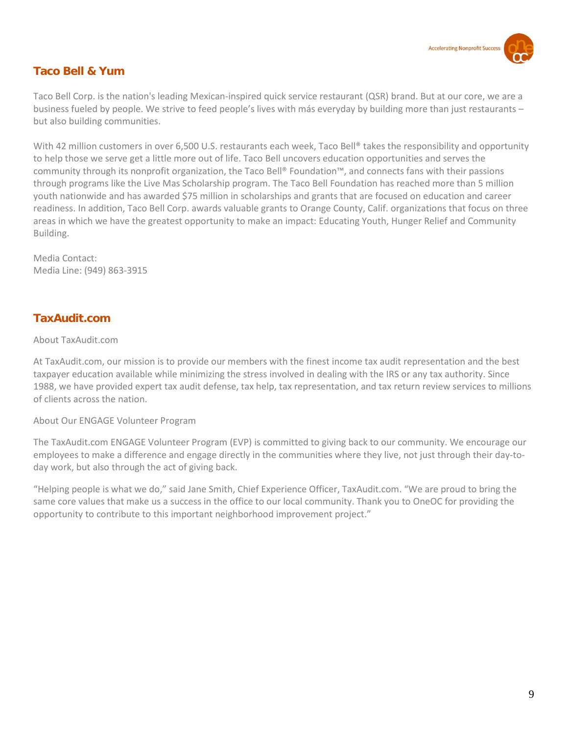## Taco Bell & Yum

Taco Bell Corp. is the nation's leading Mexican-inspired quick service restaurant (QSR) brand. But at our core, we are a business fueled by people. We strive to feed people's lives with más everyday by building more than just restaurants – but also building communities.

With 42 million customers in over 6,500 U.S. restaurants each week, Taco Bell® takes the responsibility and opportunity to help those we serve get a little more out of life. Taco Bell uncovers education opportunities and serves the community through its nonprofit organization, the Taco Bell® Foundation™, and connects fans with their passions through programs like the Live Mas Scholarship program. The Taco Bell Foundation has reached more than 5 million youth nationwide and has awarded $75 million in scholarships and grants that are focused on education and career readiness. In addition, Taco Bell Corp. awards valuable grants to Orange County, Calif. organizations that focus on three areas in which we have the greatest opportunity to make an impact: Educating Youth, Hunger Relief and Community Building.

Media Contact:
Media Line: (949) 863-3915

## TaxAudit.com

About TaxAudit.com

At TaxAudit.com, our mission is to provide our members with the finest income tax audit representation and the best taxpayer education available while minimizing the stress involved in dealing with the IRS or any tax authority. Since 1988, we have provided expert tax audit defense, tax help, tax representation, and tax return review services to millions of clients across the nation.

About Our ENGAGE Volunteer Program

The TaxAudit.com ENGAGE Volunteer Program (EVP) is committed to giving back to our community. We encourage our employees to make a difference and engage directly in the communities where they live, not just through their day-to-day work, but also through the act of giving back.

"Helping people is what we do," said Jane Smith, Chief Experience Officer, TaxAudit.com. "We are proud to bring the same core values that make us a success in the office to our local community. Thank you to OneOC for providing the opportunity to contribute to this important neighborhood improvement project."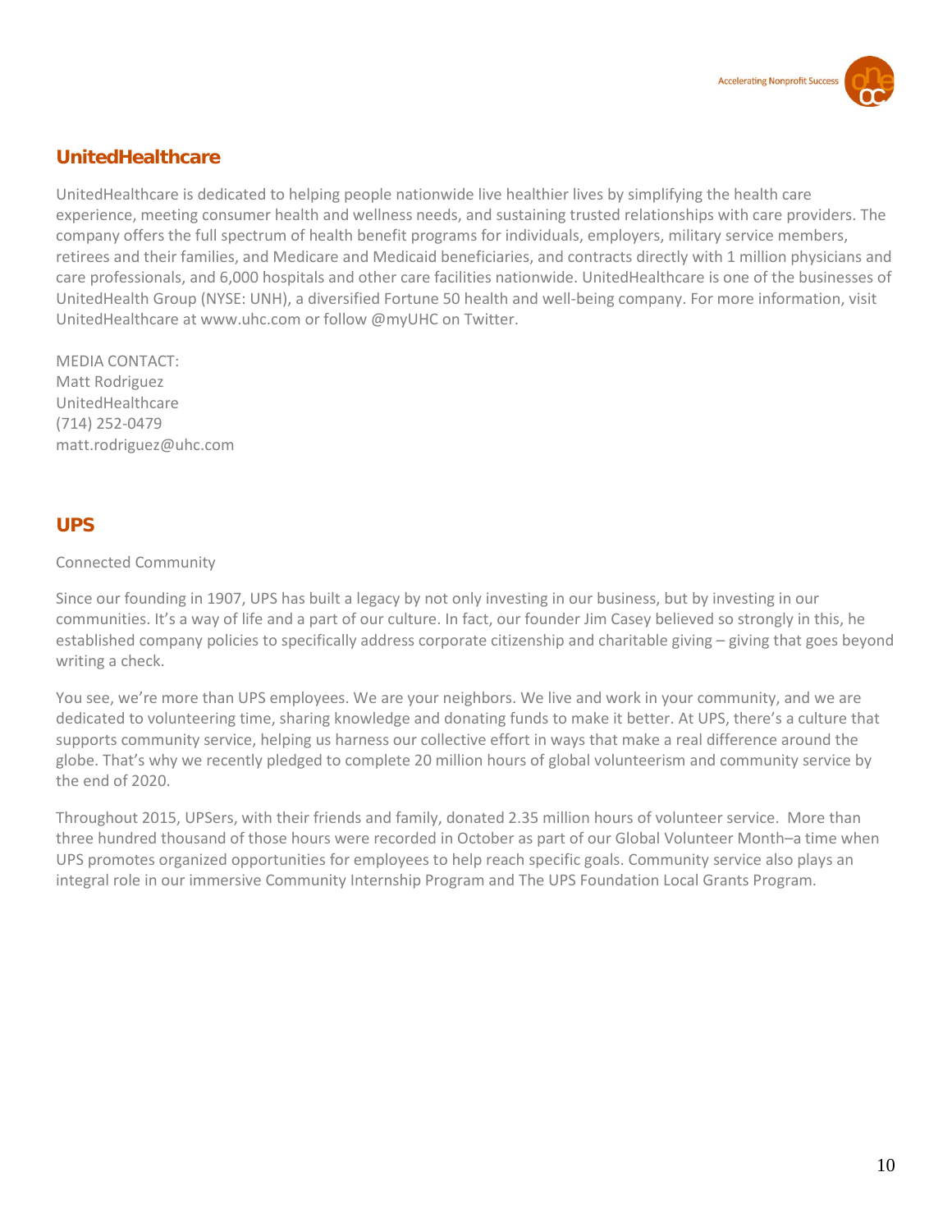## UnitedHealthcare

UnitedHealthcare is dedicated to helping people nationwide live healthier lives by simplifying the health care experience, meeting consumer health and wellness needs, and sustaining trusted relationships with care providers. The company offers the full spectrum of health benefit programs for individuals, employers, military service members, retirees and their families, and Medicare and Medicaid beneficiaries, and contracts directly with 1 million physicians and care professionals, and 6,000 hospitals and other care facilities nationwide. UnitedHealthcare is one of the businesses of UnitedHealth Group (NYSE: UNH), a diversified Fortune 50 health and well-being company. For more information, visit UnitedHealthcare at www.uhc.com or follow @myUHC on Twitter.

MEDIA CONTACT:
Matt Rodriguez
UnitedHealthcare
(714) 252-0479
matt.rodriguez@uhc.com

## UPS

Connected Community

Since our founding in 1907, UPS has built a legacy by not only investing in our business, but by investing in our communities. It's a way of life and a part of our culture. In fact, our founder Jim Casey believed so strongly in this, he established company policies to specifically address corporate citizenship and charitable giving – giving that goes beyond writing a check.

You see, we're more than UPS employees. We are your neighbors. We live and work in your community, and we are dedicated to volunteering time, sharing knowledge and donating funds to make it better. At UPS, there's a culture that supports community service, helping us harness our collective effort in ways that make a real difference around the globe. That's why we recently pledged to complete 20 million hours of global volunteerism and community service by the end of 2020.

Throughout 2015, UPSers, with their friends and family, donated 2.35 million hours of volunteer service. More than three hundred thousand of those hours were recorded in October as part of our Global Volunteer Month–a time when UPS promotes organized opportunities for employees to help reach specific goals. Community service also plays an integral role in our immersive Community Internship Program and The UPS Foundation Local Grants Program.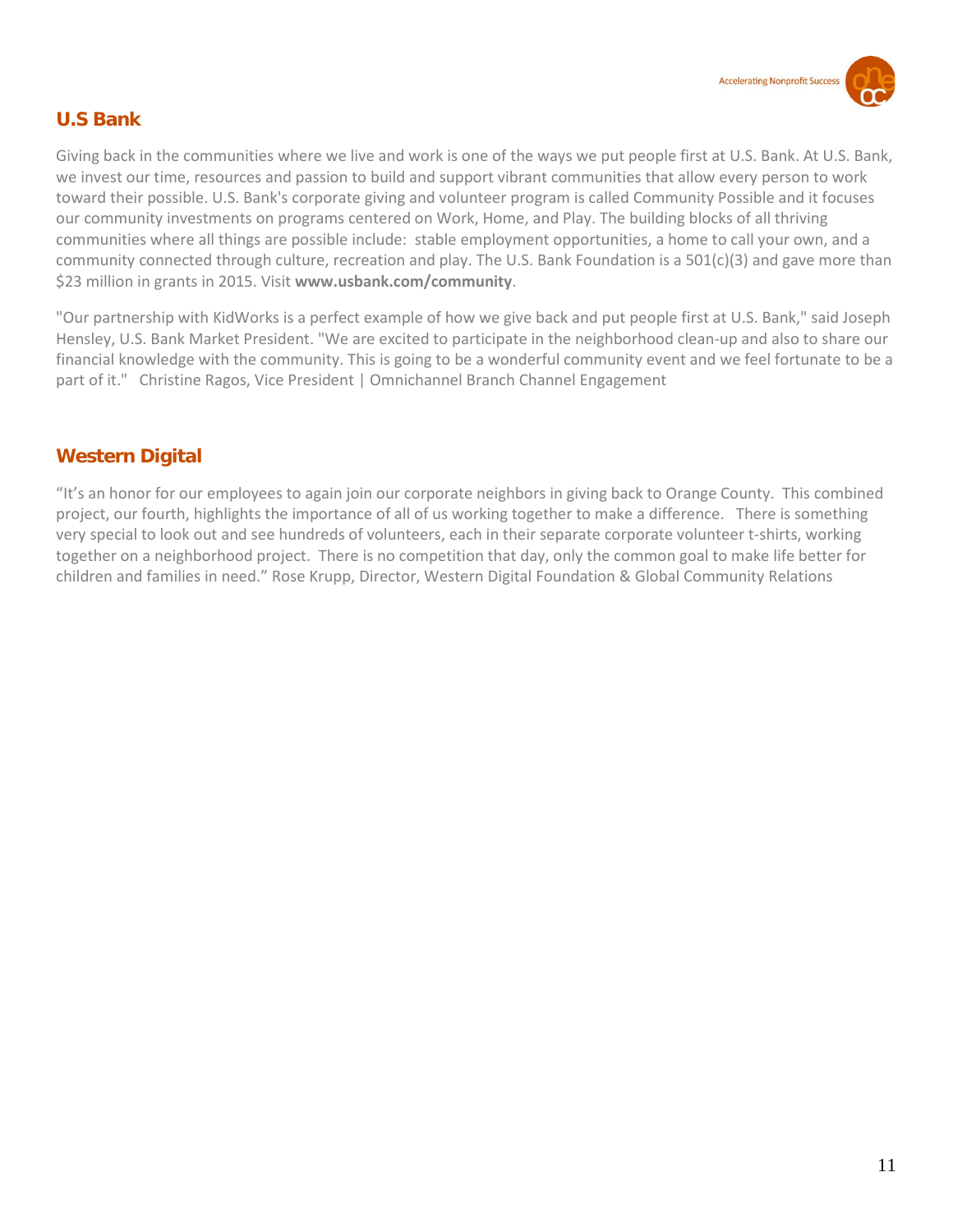## U.S Bank

Giving back in the communities where we live and work is one of the ways we put people first at U.S. Bank. At U.S. Bank, we invest our time, resources and passion to build and support vibrant communities that allow every person to work toward their possible. U.S. Bank's corporate giving and volunteer program is called Community Possible and it focuses our community investments on programs centered on Work, Home, and Play. The building blocks of all thriving communities where all things are possible include: stable employment opportunities, a home to call your own, and a community connected through culture, recreation and play. The U.S. Bank Foundation is a 501(c)(3) and gave more than $23 million in grants in 2015. Visit **www.usbank.com/community**.

"Our partnership with KidWorks is a perfect example of how we give back and put people first at U.S. Bank," said Joseph Hensley, U.S. Bank Market President. "We are excited to participate in the neighborhood clean-up and also to share our financial knowledge with the community. This is going to be a wonderful community event and we feel fortunate to be a part of it." Christine Ragos, Vice President | Omnichannel Branch Channel Engagement

## Western Digital

"It's an honor for our employees to again join our corporate neighbors in giving back to Orange County. This combined project, our fourth, highlights the importance of all of us working together to make a difference. There is something very special to look out and see hundreds of volunteers, each in their separate corporate volunteer t-shirts, working together on a neighborhood project. There is no competition that day, only the common goal to make life better for children and families in need." Rose Krupp, Director, Western Digital Foundation & Global Community Relations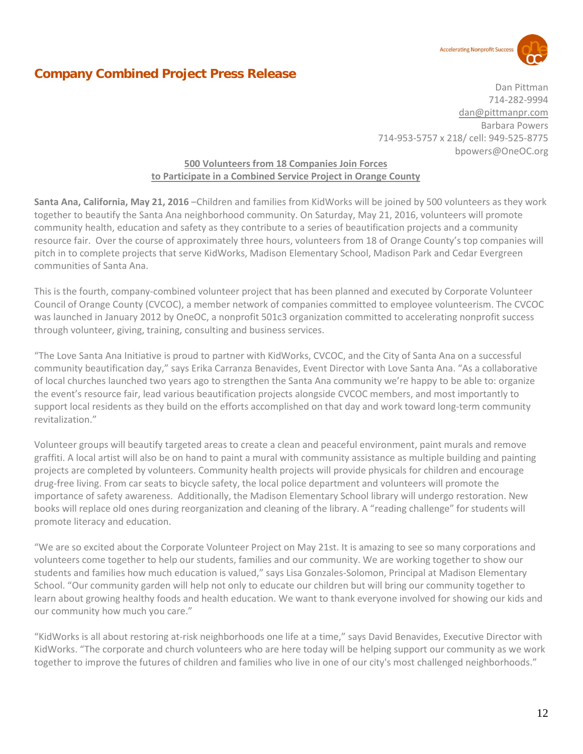## Company Combined Project Press Release

Dan Pittman
714-282-9994
dan@pittmanpr.com
Barbara Powers
714-953-5757 x 218/ cell: 949-525-8775
bpowers@OneOC.org

**500 Volunteers from 18 Companies Join Forces**
**to Participate in a Combined Service Project in Orange County**

**Santa Ana, California, May 21, 2016** –Children and families from KidWorks will be joined by 500 volunteers as they work together to beautify the Santa Ana neighborhood community. On Saturday, May 21, 2016, volunteers will promote community health, education and safety as they contribute to a series of beautification projects and a community resource fair. Over the course of approximately three hours, volunteers from 18 of Orange County's top companies will pitch in to complete projects that serve KidWorks, Madison Elementary School, Madison Park and Cedar Evergreen communities of Santa Ana.

This is the fourth, company-combined volunteer project that has been planned and executed by Corporate Volunteer Council of Orange County (CVCOC), a member network of companies committed to employee volunteerism. The CVCOC was launched in January 2012 by OneOC, a nonprofit 501c3 organization committed to accelerating nonprofit success through volunteer, giving, training, consulting and business services.

"The Love Santa Ana Initiative is proud to partner with KidWorks, CVCOC, and the City of Santa Ana on a successful community beautification day," says Erika Carranza Benavides, Event Director with Love Santa Ana. "As a collaborative of local churches launched two years ago to strengthen the Santa Ana community we're happy to be able to: organize the event's resource fair, lead various beautification projects alongside CVCOC members, and most importantly to support local residents as they build on the efforts accomplished on that day and work toward long-term community revitalization."

Volunteer groups will beautify targeted areas to create a clean and peaceful environment, paint murals and remove graffiti. A local artist will also be on hand to paint a mural with community assistance as multiple building and painting projects are completed by volunteers. Community health projects will provide physicals for children and encourage drug-free living. From car seats to bicycle safety, the local police department and volunteers will promote the importance of safety awareness. Additionally, the Madison Elementary School library will undergo restoration. New books will replace old ones during reorganization and cleaning of the library. A "reading challenge" for students will promote literacy and education.

"We are so excited about the Corporate Volunteer Project on May 21st. It is amazing to see so many corporations and volunteers come together to help our students, families and our community. We are working together to show our students and families how much education is valued," says Lisa Gonzales-Solomon, Principal at Madison Elementary School. "Our community garden will help not only to educate our children but will bring our community together to learn about growing healthy foods and health education. We want to thank everyone involved for showing our kids and our community how much you care."

"KidWorks is all about restoring at-risk neighborhoods one life at a time," says David Benavides, Executive Director with KidWorks. "The corporate and church volunteers who are here today will be helping support our community as we work together to improve the futures of children and families who live in one of our city's most challenged neighborhoods."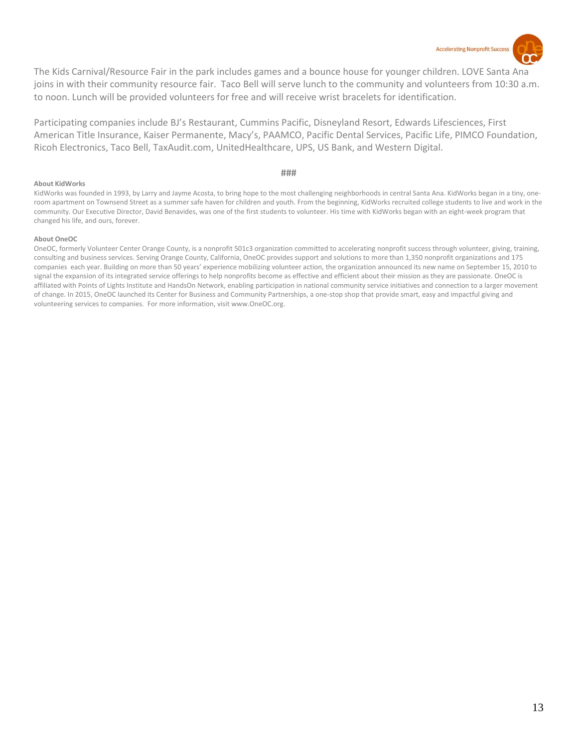The Kids Carnival/Resource Fair in the park includes games and a bounce house for younger children. LOVE Santa Ana joins in with their community resource fair. Taco Bell will serve lunch to the community and volunteers from 10:30 a.m. to noon. Lunch will be provided volunteers for free and will receive wrist bracelets for identification.

Participating companies include BJ's Restaurant, Cummins Pacific, Disneyland Resort, Edwards Lifesciences, First American Title Insurance, Kaiser Permanente, Macy's, PAAMCO, Pacific Dental Services, Pacific Life, PIMCO Foundation, Ricoh Electronics, Taco Bell, TaxAudit.com, UnitedHealthcare, UPS, US Bank, and Western Digital.

###

**About KidWorks**

KidWorks was founded in 1993, by Larry and Jayme Acosta, to bring hope to the most challenging neighborhoods in central Santa Ana. KidWorks began in a tiny, one-room apartment on Townsend Street as a summer safe haven for children and youth. From the beginning, KidWorks recruited college students to live and work in the community. Our Executive Director, David Benavides, was one of the first students to volunteer. His time with KidWorks began with an eight-week program that changed his life, and ours, forever.

**About OneOC**

OneOC, formerly Volunteer Center Orange County, is a nonprofit 501c3 organization committed to accelerating nonprofit success through volunteer, giving, training, consulting and business services. Serving Orange County, California, OneOC provides support and solutions to more than 1,350 nonprofit organizations and 175 companies each year. Building on more than 50 years' experience mobilizing volunteer action, the organization announced its new name on September 15, 2010 to signal the expansion of its integrated service offerings to help nonprofits become as effective and efficient about their mission as they are passionate. OneOC is affiliated with Points of Lights Institute and HandsOn Network, enabling participation in national community service initiatives and connection to a larger movement of change. In 2015, OneOC launched its Center for Business and Community Partnerships, a one-stop shop that provide smart, easy and impactful giving and volunteering services to companies. For more information, visit www.OneOC.org.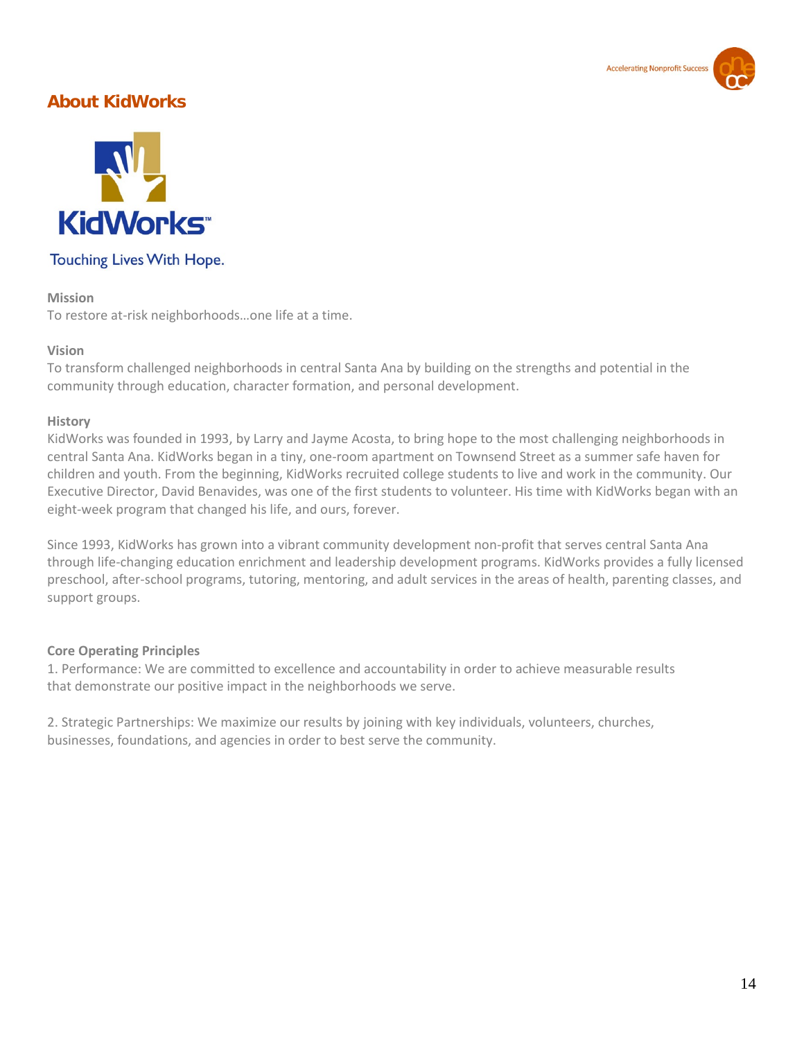## About KidWorks

KidWorks™

Touching Lives With Hope.

**Mission**

To restore at-risk neighborhoods…one life at a time.

**Vision**

To transform challenged neighborhoods in central Santa Ana by building on the strengths and potential in the community through education, character formation, and personal development.

**History**

KidWorks was founded in 1993, by Larry and Jayme Acosta, to bring hope to the most challenging neighborhoods in central Santa Ana. KidWorks began in a tiny, one-room apartment on Townsend Street as a summer safe haven for children and youth. From the beginning, KidWorks recruited college students to live and work in the community. Our Executive Director, David Benavides, was one of the first students to volunteer. His time with KidWorks began with an eight-week program that changed his life, and ours, forever.

Since 1993, KidWorks has grown into a vibrant community development non-profit that serves central Santa Ana through life-changing education enrichment and leadership development programs. KidWorks provides a fully licensed preschool, after-school programs, tutoring, mentoring, and adult services in the areas of health, parenting classes, and support groups.

**Core Operating Principles**

1. Performance: We are committed to excellence and accountability in order to achieve measurable results that demonstrate our positive impact in the neighborhoods we serve.

2. Strategic Partnerships: We maximize our results by joining with key individuals, volunteers, churches, businesses, foundations, and agencies in order to best serve the community.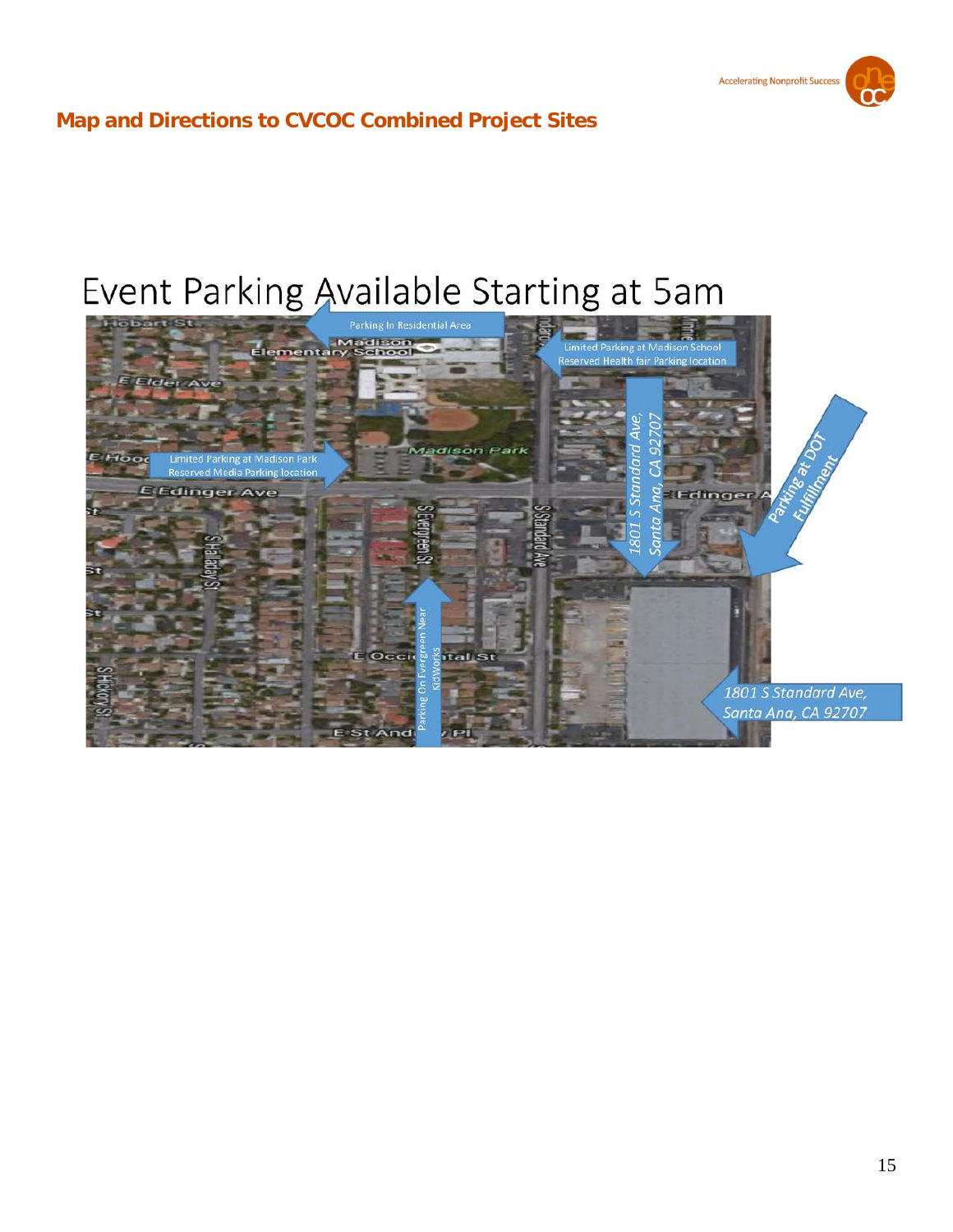## Map and Directions to CVCOC Combined Project Sites

Event Parking Available Starting at 5am

Parking In Residential Area

Limited Parking at Madison School
Reserved Health fair Parking location

Limited Parking at Madison Park
Reserved Media Parking location

1801 S Standard Ave,
Santa Ana, CA 92707

Parking at DOT Fulfillment

Parking On Evergreen Near KidWorks

1801 S Standard Ave,
Santa Ana, CA 92707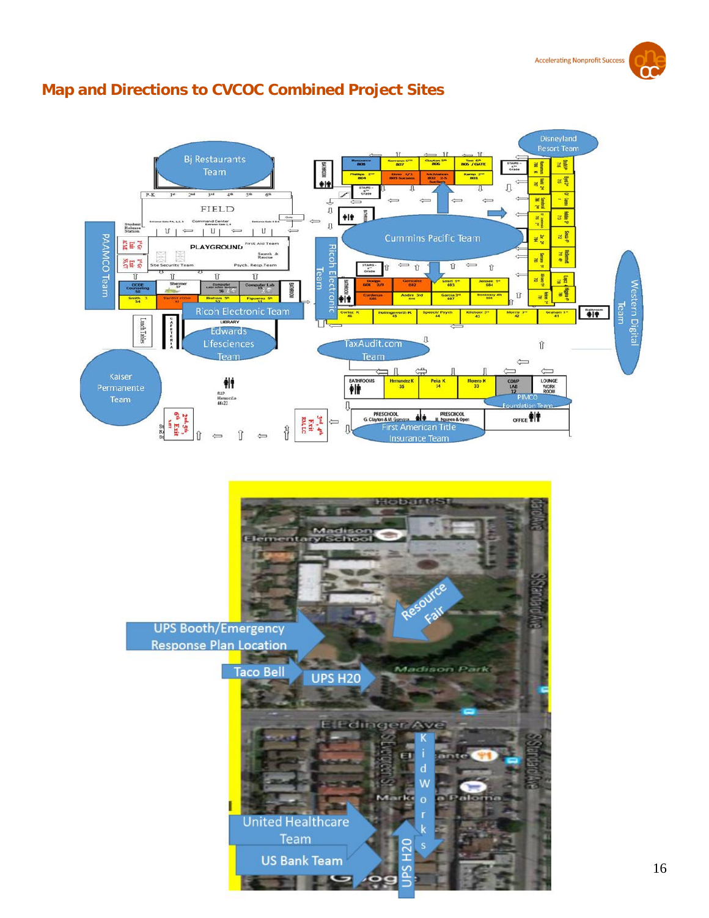## Map and Directions to CVCOC Combined Project Sites

Bj Restaurants Team

Disneyland Resort Team

PAAMCO Team

Cummins Pacific Team

Ricoh Electronic Team

Western Digital Team

Ricoh Electronic Team

Edwards Lifesciences Team

TaxAudit.com Team

Kaiser Permanente Team

PIMCO Foundation Team

First American Title Insurance Team

UPS Booth/Emergency Response Plan Location

Resource Fair

Taco Bell

UPS H20

Kidworks

United Healthcare Team

US Bank Team

UPS H20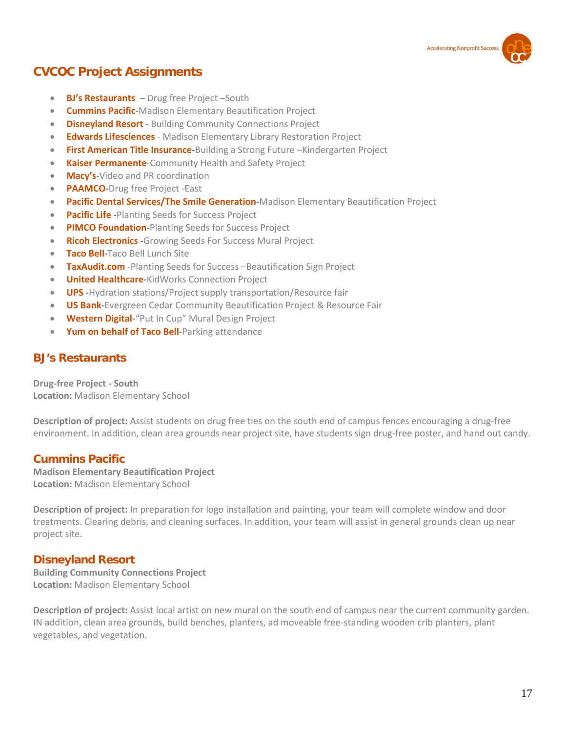## CVCOC Project Assignments

- **BJ's Restaurants –** Drug free Project –South
- **Cummins Pacific-**Madison Elementary Beautification Project
- **Disneyland Resort -** Building Community Connections Project
- **Edwards Lifesciences** - Madison Elementary Library Restoration Project
- **First American Title Insurance-**Building a Strong Future –Kindergarten Project
- **Kaiser Permanente-**Community Health and Safety Project
- **Macy's-**Video and PR coordination
- **PAAMCO-**Drug free Project -East
- **Pacific Dental Services/The Smile Generation-**Madison Elementary Beautification Project
- **Pacific Life -**Planting Seeds for Success Project
- **PIMCO Foundation-**Planting Seeds for Success Project
- **Ricoh Electronics -**Growing Seeds For Success Mural Project
- **Taco Bell-**Taco Bell Lunch Site
- **TaxAudit.com** -Planting Seeds for Success –Beautification Sign Project
- **United Healthcare-**KidWorks Connection Project
- **UPS -**Hydration stations/Project supply transportation/Resource fair
- **US Bank-**Evergreen Cedar Community Beautification Project & Resource Fair
- **Western Digital-**"Put In Cup" Mural Design Project
- **Yum on behalf of Taco Bell-**Parking attendance

## BJ's Restaurants

**Drug-free Project - South**
**Location:** Madison Elementary School

**Description of project:** Assist students on drug free ties on the south end of campus fences encouraging a drug-free environment. In addition, clean area grounds near project site, have students sign drug-free poster, and hand out candy.

## Cummins Pacific

**Madison Elementary Beautification Project**
**Location:** Madison Elementary School

**Description of project:** In preparation for logo installation and painting, your team will complete window and door treatments. Clearing debris, and cleaning surfaces. In addition, your team will assist in general grounds clean up near project site.

## Disneyland Resort

**Building Community Connections Project**
**Location:** Madison Elementary School

**Description of project:** Assist local artist on new mural on the south end of campus near the current community garden. IN addition, clean area grounds, build benches, planters, ad moveable free-standing wooden crib planters, plant vegetables, and vegetation.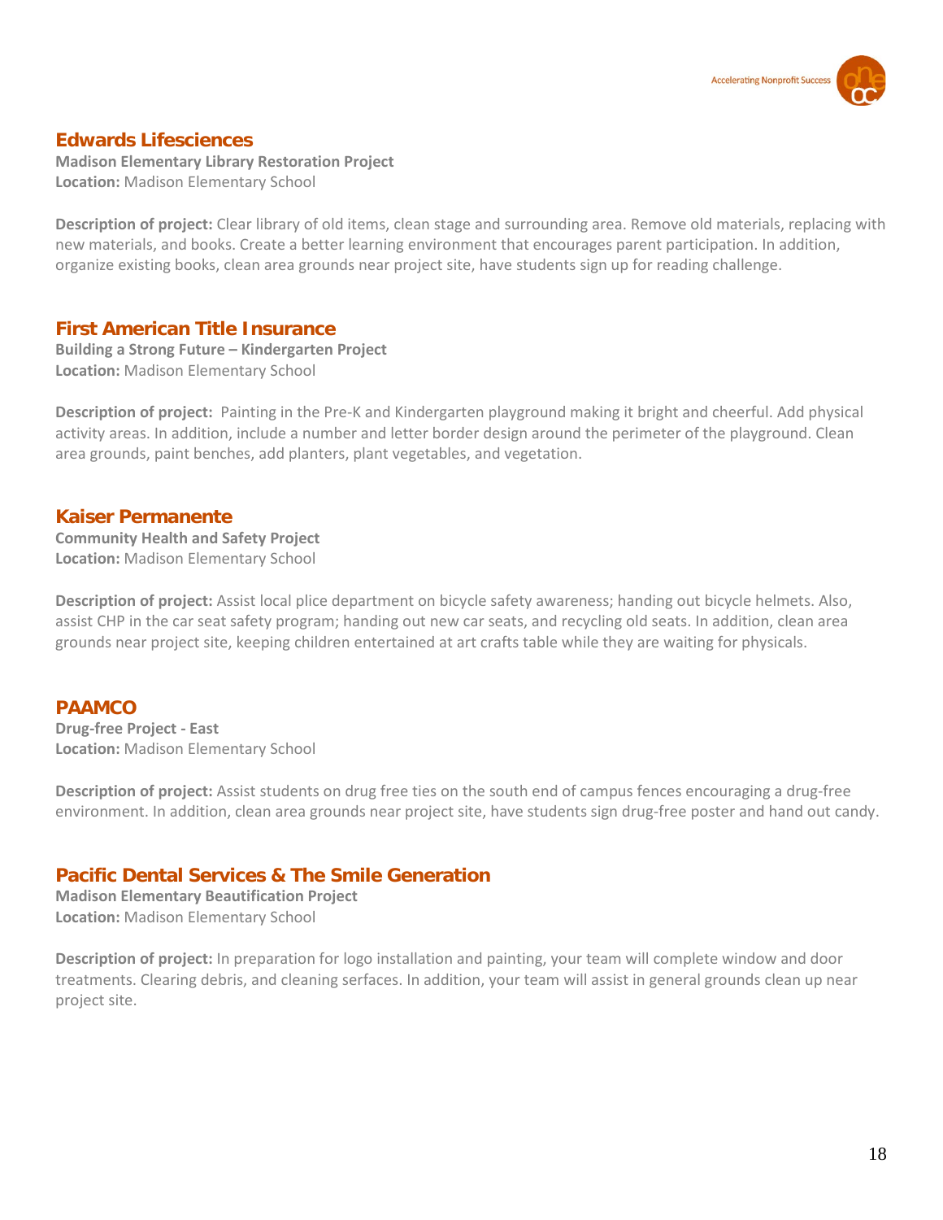## Edwards Lifesciences

**Madison Elementary Library Restoration Project**
**Location:** Madison Elementary School

**Description of project:** Clear library of old items, clean stage and surrounding area. Remove old materials, replacing with new materials, and books. Create a better learning environment that encourages parent participation. In addition, organize existing books, clean area grounds near project site, have students sign up for reading challenge.

## First American Title Insurance

**Building a Strong Future – Kindergarten Project**
**Location:** Madison Elementary School

**Description of project:** Painting in the Pre-K and Kindergarten playground making it bright and cheerful. Add physical activity areas. In addition, include a number and letter border design around the perimeter of the playground. Clean area grounds, paint benches, add planters, plant vegetables, and vegetation.

## Kaiser Permanente

**Community Health and Safety Project**
**Location:** Madison Elementary School

**Description of project:** Assist local plice department on bicycle safety awareness; handing out bicycle helmets. Also, assist CHP in the car seat safety program; handing out new car seats, and recycling old seats. In addition, clean area grounds near project site, keeping children entertained at art crafts table while they are waiting for physicals.

## PAAMCO

**Drug-free Project - East**
**Location:** Madison Elementary School

**Description of project:** Assist students on drug free ties on the south end of campus fences encouraging a drug-free environment. In addition, clean area grounds near project site, have students sign drug-free poster and hand out candy.

## Pacific Dental Services & The Smile Generation

**Madison Elementary Beautification Project**
**Location:** Madison Elementary School

**Description of project:** In preparation for logo installation and painting, your team will complete window and door treatments. Clearing debris, and cleaning serfaces. In addition, your team will assist in general grounds clean up near project site.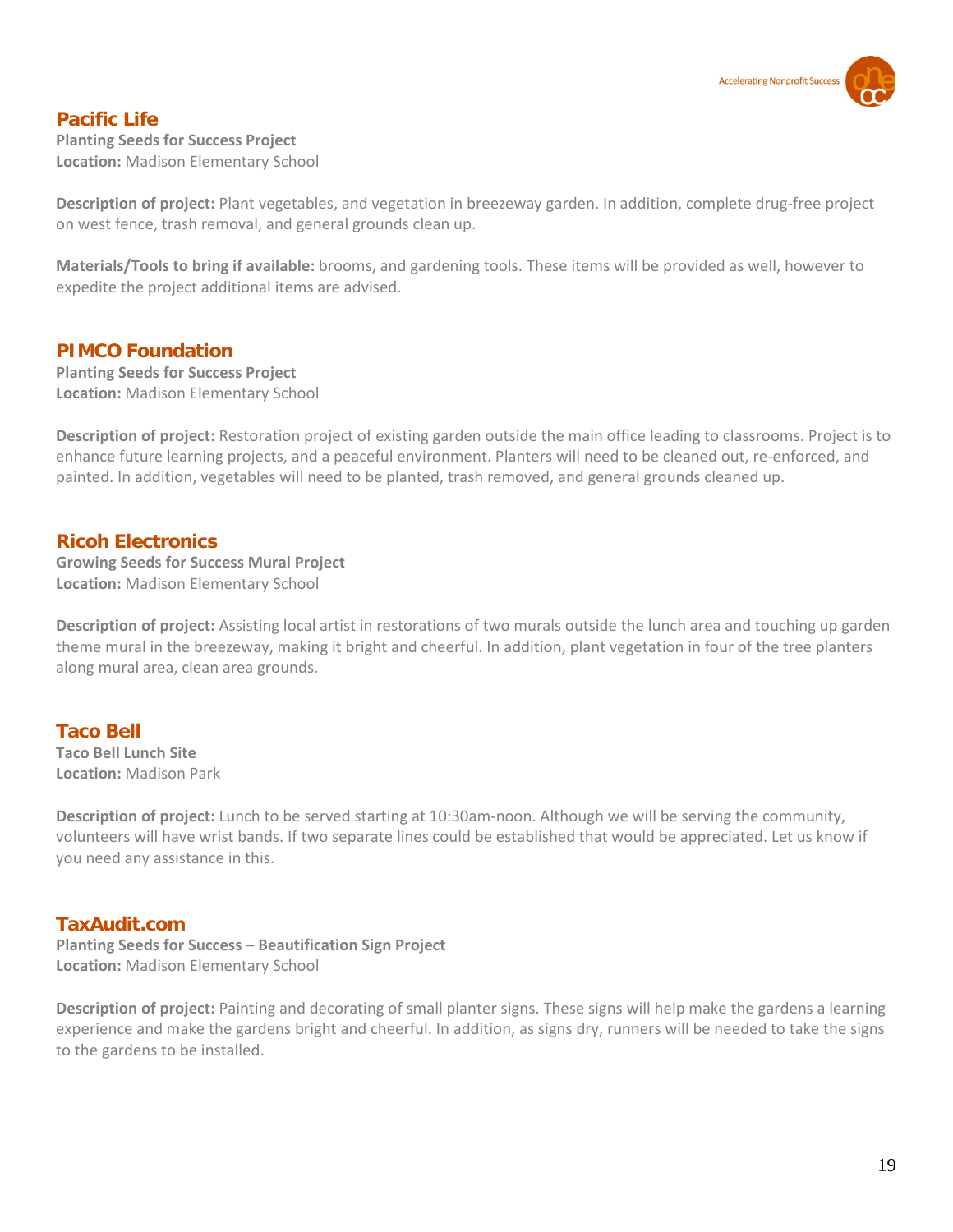## Pacific Life

**Planting Seeds for Success Project**
**Location:** Madison Elementary School

**Description of project:** Plant vegetables, and vegetation in breezeway garden. In addition, complete drug-free project on west fence, trash removal, and general grounds clean up.

**Materials/Tools to bring if available:** brooms, and gardening tools. These items will be provided as well, however to expedite the project additional items are advised.

## PIMCO Foundation

**Planting Seeds for Success Project**
**Location:** Madison Elementary School

**Description of project:** Restoration project of existing garden outside the main office leading to classrooms. Project is to enhance future learning projects, and a peaceful environment. Planters will need to be cleaned out, re-enforced, and painted. In addition, vegetables will need to be planted, trash removed, and general grounds cleaned up.

## Ricoh Electronics

**Growing Seeds for Success Mural Project**
**Location:** Madison Elementary School

**Description of project:** Assisting local artist in restorations of two murals outside the lunch area and touching up garden theme mural in the breezeway, making it bright and cheerful. In addition, plant vegetation in four of the tree planters along mural area, clean area grounds.

## Taco Bell

**Taco Bell Lunch Site**
**Location:** Madison Park

**Description of project:** Lunch to be served starting at 10:30am-noon. Although we will be serving the community, volunteers will have wrist bands. If two separate lines could be established that would be appreciated. Let us know if you need any assistance in this.

## TaxAudit.com

**Planting Seeds for Success – Beautification Sign Project**
**Location:** Madison Elementary School

**Description of project:** Painting and decorating of small planter signs. These signs will help make the gardens a learning experience and make the gardens bright and cheerful. In addition, as signs dry, runners will be needed to take the signs to the gardens to be installed.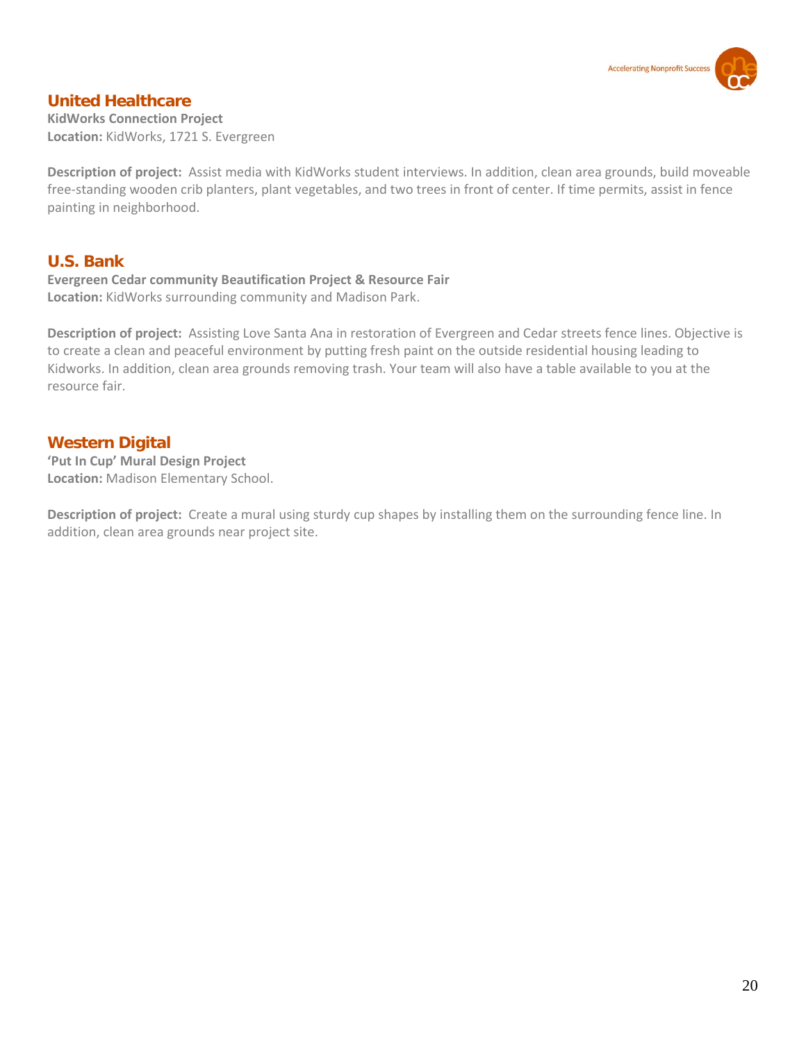## United Healthcare

**KidWorks Connection Project**
**Location:** KidWorks, 1721 S. Evergreen

**Description of project:** Assist media with KidWorks student interviews. In addition, clean area grounds, build moveable free-standing wooden crib planters, plant vegetables, and two trees in front of center. If time permits, assist in fence painting in neighborhood.

## U.S. Bank

**Evergreen Cedar community Beautification Project & Resource Fair**
**Location:** KidWorks surrounding community and Madison Park.

**Description of project:** Assisting Love Santa Ana in restoration of Evergreen and Cedar streets fence lines. Objective is to create a clean and peaceful environment by putting fresh paint on the outside residential housing leading to Kidworks. In addition, clean area grounds removing trash. Your team will also have a table available to you at the resource fair.

## Western Digital

**'Put In Cup' Mural Design Project**
**Location:** Madison Elementary School.

**Description of project:** Create a mural using sturdy cup shapes by installing them on the surrounding fence line. In addition, clean area grounds near project site.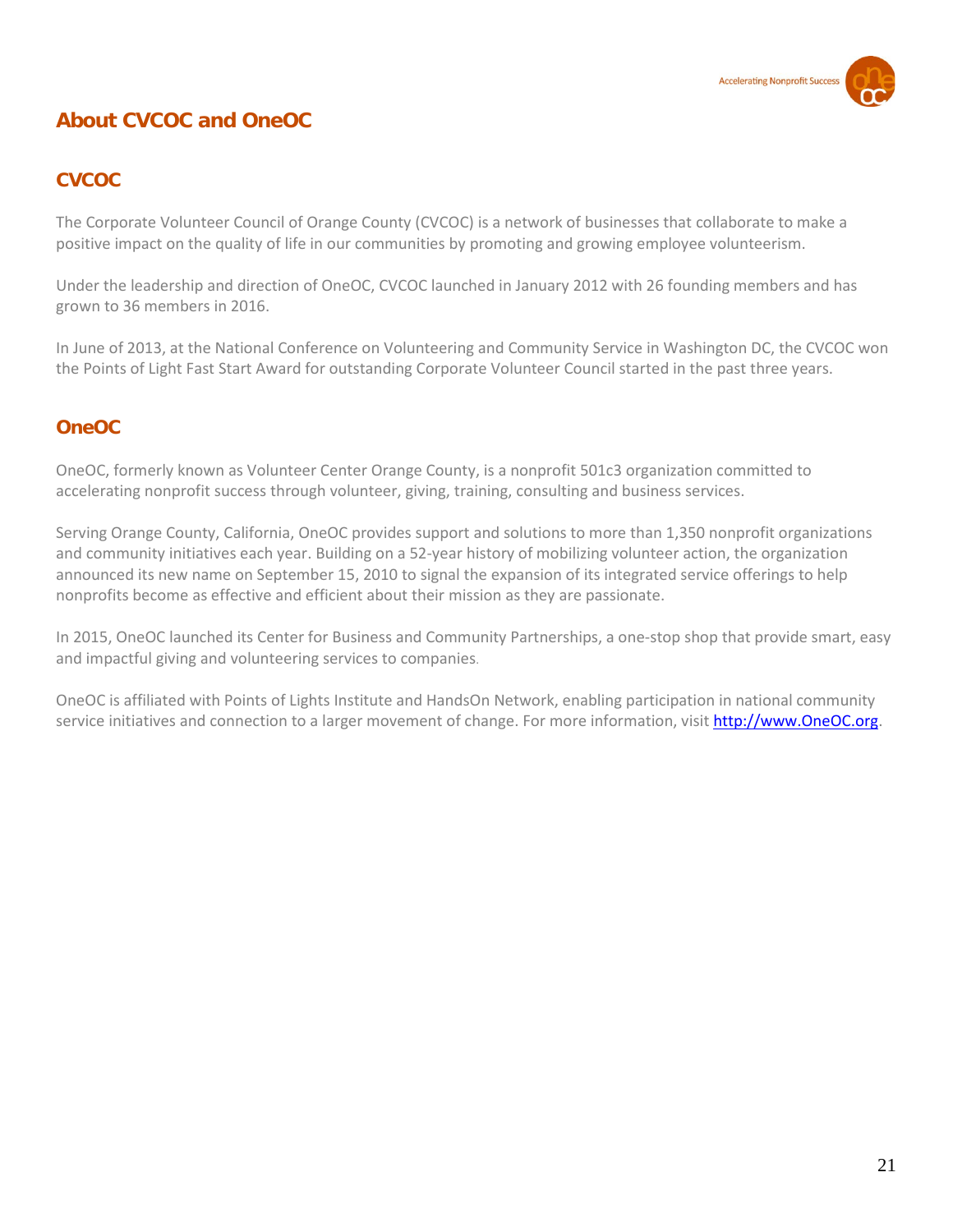## About CVCOC and OneOC

### CVCOC

The Corporate Volunteer Council of Orange County (CVCOC) is a network of businesses that collaborate to make a positive impact on the quality of life in our communities by promoting and growing employee volunteerism.

Under the leadership and direction of OneOC, CVCOC launched in January 2012 with 26 founding members and has grown to 36 members in 2016.

In June of 2013, at the National Conference on Volunteering and Community Service in Washington DC, the CVCOC won the Points of Light Fast Start Award for outstanding Corporate Volunteer Council started in the past three years.

### OneOC

OneOC, formerly known as Volunteer Center Orange County, is a nonprofit 501c3 organization committed to accelerating nonprofit success through volunteer, giving, training, consulting and business services.

Serving Orange County, California, OneOC provides support and solutions to more than 1,350 nonprofit organizations and community initiatives each year. Building on a 52-year history of mobilizing volunteer action, the organization announced its new name on September 15, 2010 to signal the expansion of its integrated service offerings to help nonprofits become as effective and efficient about their mission as they are passionate.

In 2015, OneOC launched its Center for Business and Community Partnerships, a one-stop shop that provide smart, easy and impactful giving and volunteering services to companies.

OneOC is affiliated with Points of Lights Institute and HandsOn Network, enabling participation in national community service initiatives and connection to a larger movement of change. For more information, visit http://www.OneOC.org.